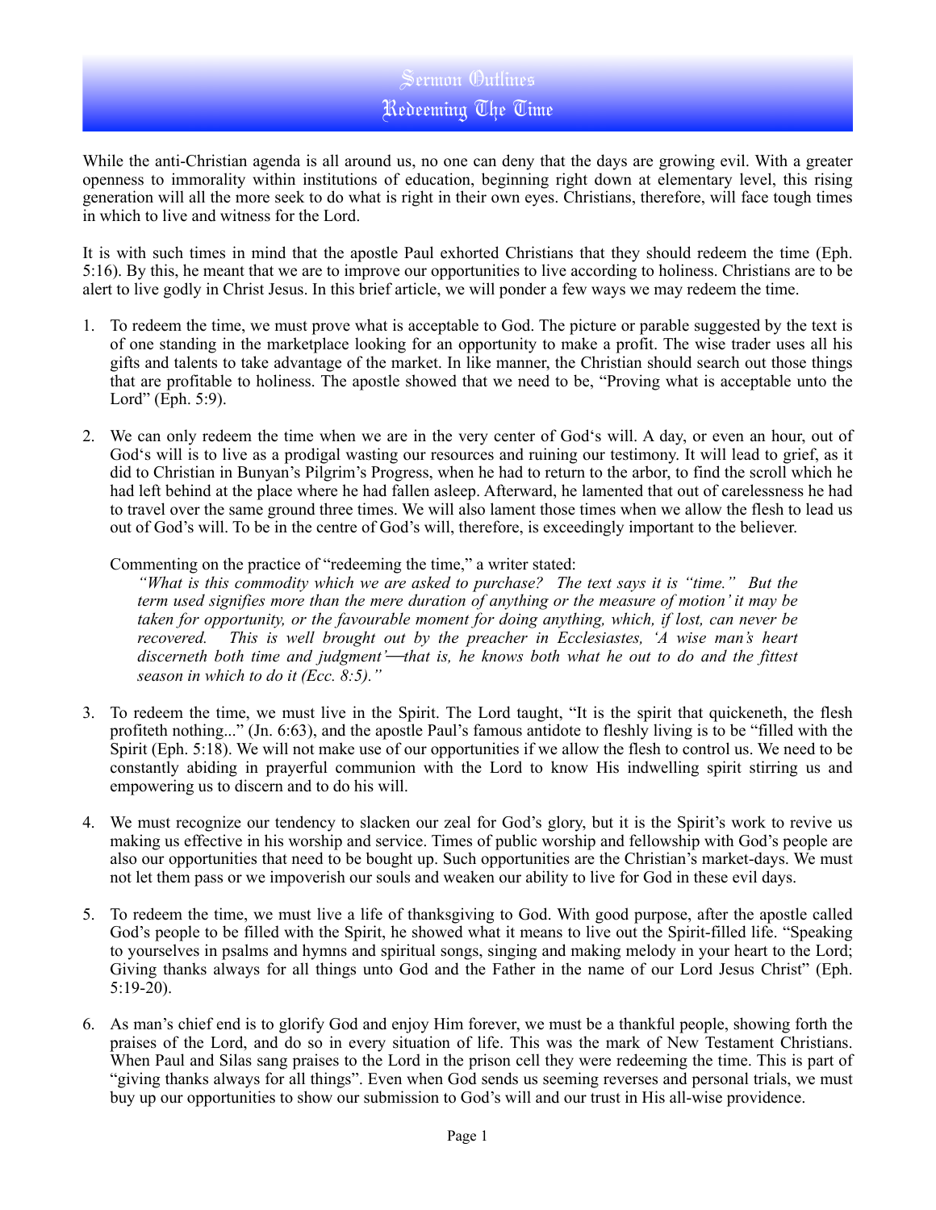# Sermon Outlines
## Redeeming The Time

While the anti-Christian agenda is all around us, no one can deny that the days are growing evil. With a greater openness to immorality within institutions of education, beginning right down at elementary level, this rising generation will all the more seek to do what is right in their own eyes. Christians, therefore, will face tough times in which to live and witness for the Lord.

It is with such times in mind that the apostle Paul exhorted Christians that they should redeem the time (Eph. 5:16). By this, he meant that we are to improve our opportunities to live according to holiness. Christians are to be alert to live godly in Christ Jesus. In this brief article, we will ponder a few ways we may redeem the time.

1. To redeem the time, we must prove what is acceptable to God. The picture or parable suggested by the text is of one standing in the marketplace looking for an opportunity to make a profit. The wise trader uses all his gifts and talents to take advantage of the market. In like manner, the Christian should search out those things that are profitable to holiness. The apostle showed that we need to be, "Proving what is acceptable unto the Lord" (Eph. 5:9).

2. We can only redeem the time when we are in the very center of God's will. A day, or even an hour, out of God's will is to live as a prodigal wasting our resources and ruining our testimony. It will lead to grief, as it did to Christian in Bunyan's Pilgrim's Progress, when he had to return to the arbor, to find the scroll which he had left behind at the place where he had fallen asleep. Afterward, he lamented that out of carelessness he had to travel over the same ground three times. We will also lament those times when we allow the flesh to lead us out of God's will. To be in the centre of God's will, therefore, is exceedingly important to the believer.

   Commenting on the practice of "redeeming the time," a writer stated:

   *"What is this commodity which we are asked to purchase? The text says it is "time." But the term used signifies more than the mere duration of anything or the measure of motion' it may be taken for opportunity, or the favourable moment for doing anything, which, if lost, can never be recovered. This is well brought out by the preacher in Ecclesiastes, 'A wise man's heart discerneth both time and judgment'—that is, he knows both what he out to do and the fittest season in which to do it (Ecc. 8:5)."*

3. To redeem the time, we must live in the Spirit. The Lord taught, "It is the spirit that quickeneth, the flesh profiteth nothing..." (Jn. 6:63), and the apostle Paul's famous antidote to fleshly living is to be "filled with the Spirit (Eph. 5:18). We will not make use of our opportunities if we allow the flesh to control us. We need to be constantly abiding in prayerful communion with the Lord to know His indwelling spirit stirring us and empowering us to discern and to do his will.

4. We must recognize our tendency to slacken our zeal for God's glory, but it is the Spirit's work to revive us making us effective in his worship and service. Times of public worship and fellowship with God's people are also our opportunities that need to be bought up. Such opportunities are the Christian's market-days. We must not let them pass or we impoverish our souls and weaken our ability to live for God in these evil days.

5. To redeem the time, we must live a life of thanksgiving to God. With good purpose, after the apostle called God's people to be filled with the Spirit, he showed what it means to live out the Spirit-filled life. "Speaking to yourselves in psalms and hymns and spiritual songs, singing and making melody in your heart to the Lord; Giving thanks always for all things unto God and the Father in the name of our Lord Jesus Christ" (Eph. 5:19-20).

6. As man's chief end is to glorify God and enjoy Him forever, we must be a thankful people, showing forth the praises of the Lord, and do so in every situation of life. This was the mark of New Testament Christians. When Paul and Silas sang praises to the Lord in the prison cell they were redeeming the time. This is part of "giving thanks always for all things". Even when God sends us seeming reverses and personal trials, we must buy up our opportunities to show our submission to God's will and our trust in His all-wise providence.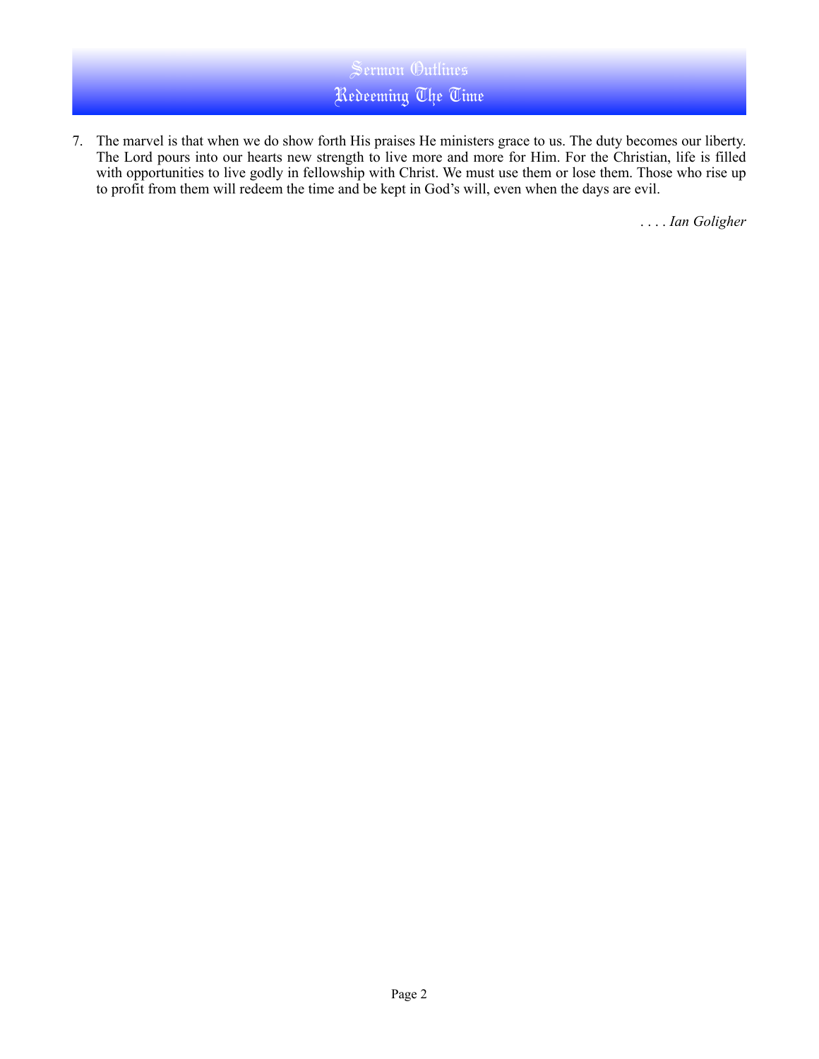7. The marvel is that when we do show forth His praises He ministers grace to us. The duty becomes our liberty. The Lord pours into our hearts new strength to live more and more for Him. For the Christian, life is filled with opportunities to live godly in fellowship with Christ. We must use them or lose them. Those who rise up to profit from them will redeem the time and be kept in God's will, even when the days are evil.

. . . . *Ian Goligher*